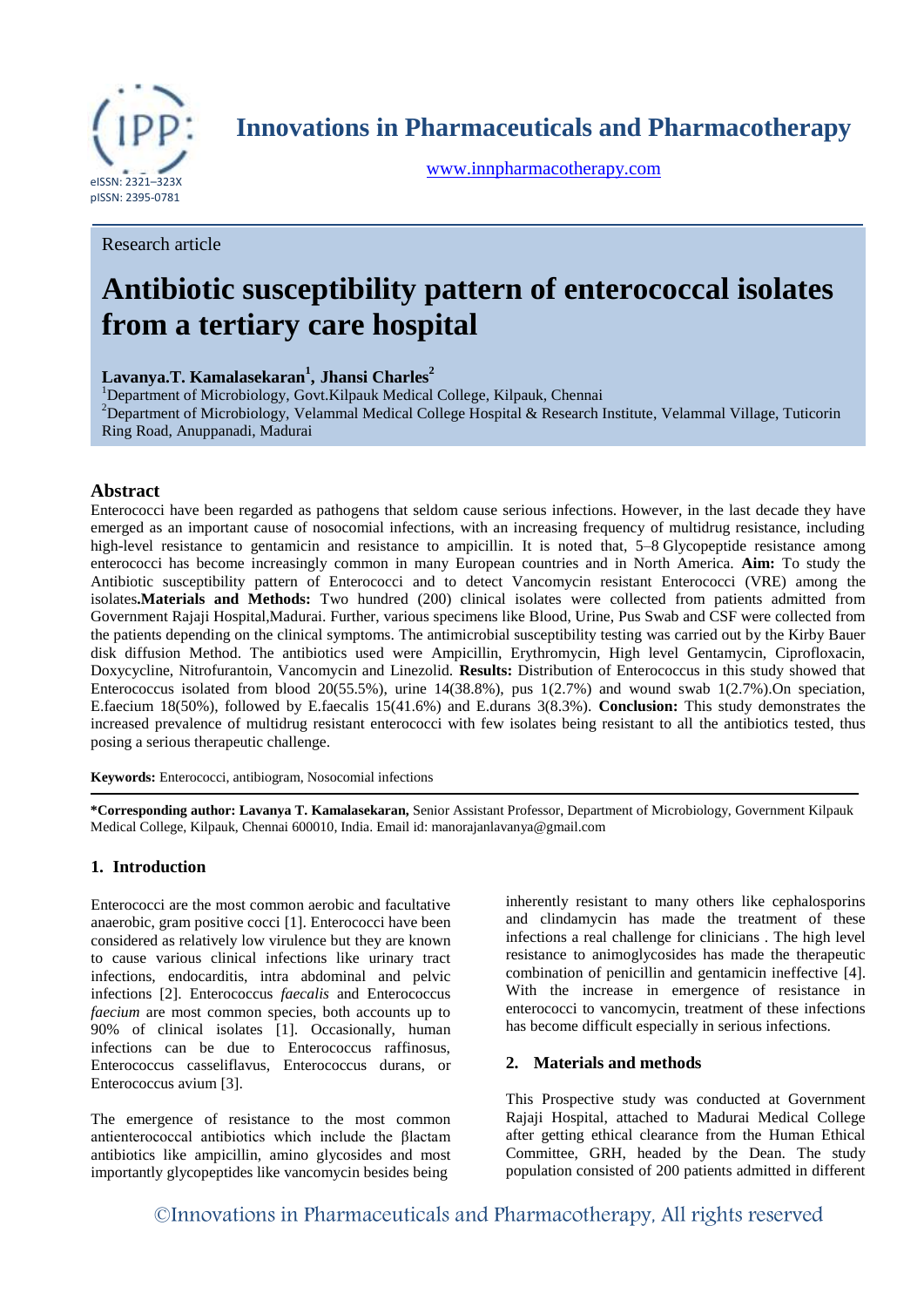Research article

# Antibiotic susceptibility pattern of enterococcal isolates from a tertiary care hospital

**Lavanya.T. Kamalasekaran[1], Jhansi Charles[2]**

[1]Department of Microbiology, Govt.Kilpauk Medical College, Kilpauk, Chennai
[2]Department of Microbiology, Velammal Medical College Hospital & Research Institute, Velammal Village, Tuticorin Ring Road, Anuppanadi, Madurai

## Abstract

Enterococci have been regarded as pathogens that seldom cause serious infections. However, in the last decade they have emerged as an important cause of nosocomial infections, with an increasing frequency of multidrug resistance, including high-level resistance to gentamicin and resistance to ampicillin. It is noted that, 5–8 Glycopeptide resistance among enterococci has become increasingly common in many European countries and in North America. **Aim:** To study the Antibiotic susceptibility pattern of Enterococci and to detect Vancomycin resistant Enterococci (VRE) among the isolates.**Materials and Methods:** Two hundred (200) clinical isolates were collected from patients admitted from Government Rajaji Hospital,Madurai. Further, various specimens like Blood, Urine, Pus Swab and CSF were collected from the patients depending on the clinical symptoms. The antimicrobial susceptibility testing was carried out by the Kirby Bauer disk diffusion Method. The antibiotics used were Ampicillin, Erythromycin, High level Gentamycin, Ciprofloxacin, Doxycycline, Nitrofurantoin, Vancomycin and Linezolid. **Results:** Distribution of Enterococcus in this study showed that Enterococcus isolated from blood 20(55.5%), urine 14(38.8%), pus 1(2.7%) and wound swab 1(2.7%).On speciation, E.faecium 18(50%), followed by E.faecalis 15(41.6%) and E.durans 3(8.3%). **Conclusion:** This study demonstrates the increased prevalence of multidrug resistant enterococci with few isolates being resistant to all the antibiotics tested, thus posing a serious therapeutic challenge.

**Keywords:** Enterococci, antibiogram, Nosocomial infections

**\*Corresponding author: Lavanya T. Kamalasekaran,** Senior Assistant Professor, Department of Microbiology, Government Kilpauk Medical College, Kilpauk, Chennai 600010, India. Email id: manorajanlavanya@gmail.com

## 1. Introduction

Enterococci are the most common aerobic and facultative anaerobic, gram positive cocci [1]. Enterococci have been considered as relatively low virulence but they are known to cause various clinical infections like urinary tract infections, endocarditis, intra abdominal and pelvic infections [2]. Enterococcus *faecalis* and Enterococcus *faecium* are most common species, both accounts up to 90% of clinical isolates [1]. Occasionally, human infections can be due to Enterococcus raffinosus, Enterococcus casseliflavus, Enterococcus durans, or Enterococcus avium [3].

The emergence of resistance to the most common antienterococcal antibiotics which include the βlactam antibiotics like ampicillin, amino glycosides and most importantly glycopeptides like vancomycin besides being inherently resistant to many others like cephalosporins and clindamycin has made the treatment of these infections a real challenge for clinicians . The high level resistance to animoglycosides has made the therapeutic combination of penicillin and gentamicin ineffective [4]. With the increase in emergence of resistance in enterococci to vancomycin, treatment of these infections has become difficult especially in serious infections.

## 2. Materials and methods

This Prospective study was conducted at Government Rajaji Hospital, attached to Madurai Medical College after getting ethical clearance from the Human Ethical Committee, GRH, headed by the Dean. The study population consisted of 200 patients admitted in different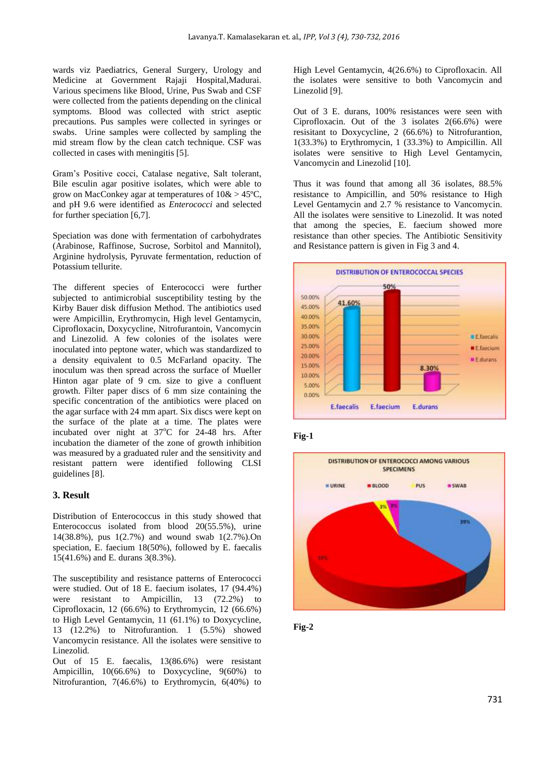wards viz Paediatrics, General Surgery, Urology and Medicine at Government Rajaji Hospital,Madurai. Various specimens like Blood, Urine, Pus Swab and CSF were collected from the patients depending on the clinical symptoms. Blood was collected with strict aseptic precautions. Pus samples were collected in syringes or swabs. Urine samples were collected by sampling the mid stream flow by the clean catch technique. CSF was collected in cases with meningitis [5].

Gram's Positive cocci, Catalase negative, Salt tolerant, Bile esculin agar positive isolates, which were able to grow on MacConkey agar at temperatures of 10& > 45ºC, and pH 9.6 were identified as *Enterococci* and selected for further speciation [6,7].

Speciation was done with fermentation of carbohydrates (Arabinose, Raffinose, Sucrose, Sorbitol and Mannitol), Arginine hydrolysis, Pyruvate fermentation, reduction of Potassium tellurite.

The different species of Enterococci were further subjected to antimicrobial susceptibility testing by the Kirby Bauer disk diffusion Method. The antibiotics used were Ampicillin, Erythromycin, High level Gentamycin, Ciprofloxacin, Doxycycline, Nitrofurantoin, Vancomycin and Linezolid. A few colonies of the isolates were inoculated into peptone water, which was standardized to a density equivalent to 0.5 McFarland opacity. The inoculum was then spread across the surface of Mueller Hinton agar plate of 9 cm. size to give a confluent growth. Filter paper discs of 6 mm size containing the specific concentration of the antibiotics were placed on the agar surface with 24 mm apart. Six discs were kept on the surface of the plate at a time. The plates were incubated over night at 37$^{o}$C for 24-48 hrs. After incubation the diameter of the zone of growth inhibition was measured by a graduated ruler and the sensitivity and resistant pattern were identified following CLSI guidelines [8].

## 3. Result

Distribution of Enterococcus in this study showed that Enterococcus isolated from blood 20(55.5%), urine 14(38.8%), pus 1(2.7%) and wound swab 1(2.7%).On speciation, E. faecium 18(50%), followed by E. faecalis 15(41.6%) and E. durans 3(8.3%).

The susceptibility and resistance patterns of Enterococci were studied. Out of 18 E. faecium isolates, 17 (94.4%) were resistant to Ampicillin, 13 (72.2%) to Ciprofloxacin, 12 (66.6%) to Erythromycin, 12 (66.6%) to High Level Gentamycin, 11 (61.1%) to Doxycycline, 13 (12.2%) to Nitrofurantion. 1 (5.5%) showed Vancomycin resistance. All the isolates were sensitive to Linezolid.

Out of 15 E. faecalis, 13(86.6%) were resistant Ampicillin, 10(66.6%) to Doxycycline, 9(60%) to Nitrofurantion, 7(46.6%) to Erythromycin, 6(40%) to High Level Gentamycin, 4(26.6%) to Ciprofloxacin. All the isolates were sensitive to both Vancomycin and Linezolid [9].

Out of 3 E. durans, 100% resistances were seen with Ciprofloxacin. Out of the 3 isolates 2(66.6%) were resisitant to Doxycycline, 2 (66.6%) to Nitrofurantion, 1(33.3%) to Erythromycin, 1 (33.3%) to Ampicillin. All isolates were sensitive to High Level Gentamycin, Vancomycin and Linezolid [10].

Thus it was found that among all 36 isolates, 88.5% resistance to Ampicillin, and 50% resistance to High Level Gentamycin and 2.7 % resistance to Vancomycin. All the isolates were sensitive to Linezolid. It was noted that among the species, E. faecium showed more resistance than other species. The Antibiotic Sensitivity and Resistance pattern is given in Fig 3 and 4.

**Fig-1**

**Fig-2**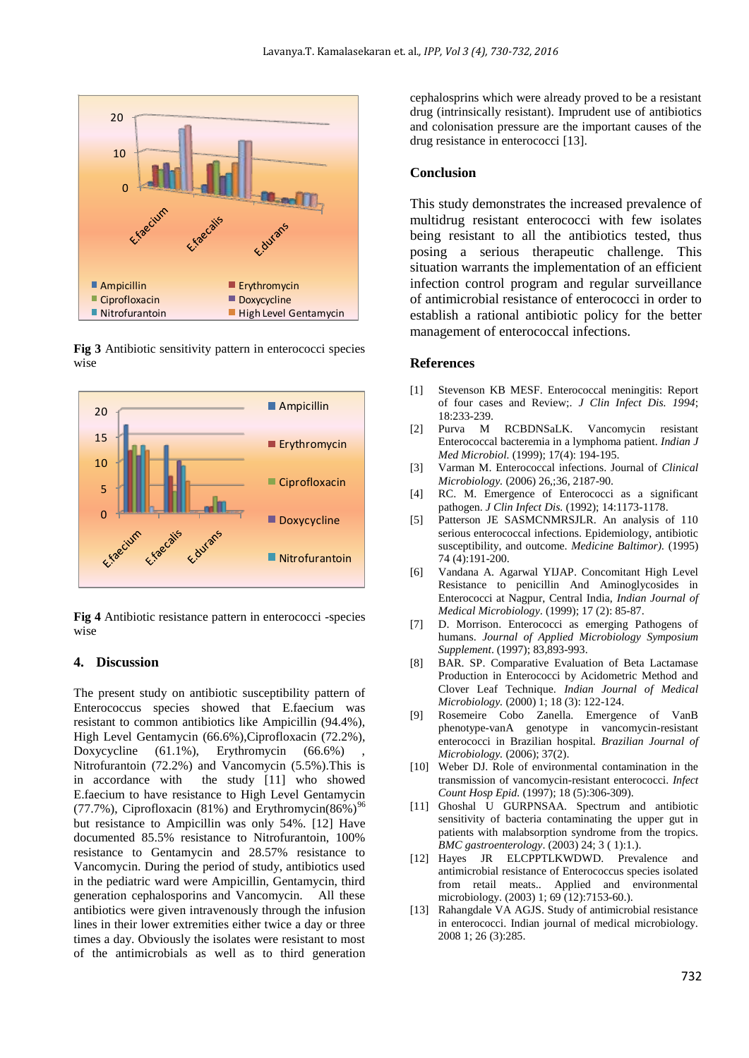20

10

0

E.faecium

E.faecalis

E.durans

Ampicillin
Erythromycin
Ciprofloxacin
Doxycycline
Nitrofurantoin
High Level Gentamycin

**Fig 3** Antibiotic sensitivity pattern in enterococci species wise

20

15

10

5

0

E.faecium

E.faecalis

E.durans

Ampicillin

Erythromycin

Ciprofloxacin

Doxycycline

Nitrofurantoin

**Fig 4** Antibiotic resistance pattern in enterococci -species wise

## 4. Discussion

The present study on antibiotic susceptibility pattern of Enterococcus species showed that E.faecium was resistant to common antibiotics like Ampicillin (94.4%), High Level Gentamycin (66.6%),Ciprofloxacin (72.2%), Doxycycline (61.1%), Erythromycin (66.6%) , Nitrofurantoin (72.2%) and Vancomycin (5.5%).This is in accordance with the study [11] who showed E.faecium to have resistance to High Level Gentamycin (77.7%), Ciprofloxacin (81%) and Erythromycin(86%)[96] but resistance to Ampicillin was only 54%. [12] Have documented 85.5% resistance to Nitrofurantoin, 100% resistance to Gentamycin and 28.57% resistance to Vancomycin. During the period of study, antibiotics used in the pediatric ward were Ampicillin, Gentamycin, third generation cephalosporins and Vancomycin. All these antibiotics were given intravenously through the infusion lines in their lower extremities either twice a day or three times a day. Obviously the isolates were resistant to most of the antimicrobials as well as to third generation cephalosprins which were already proved to be a resistant drug (intrinsically resistant). Imprudent use of antibiotics and colonisation pressure are the important causes of the drug resistance in enterococci [13].

## Conclusion

This study demonstrates the increased prevalence of multidrug resistant enterococci with few isolates being resistant to all the antibiotics tested, thus posing a serious therapeutic challenge. This situation warrants the implementation of an efficient infection control program and regular surveillance of antimicrobial resistance of enterococci in order to establish a rational antibiotic policy for the better management of enterococcal infections.

## References

[1] Stevenson KB MESF. Enterococcal meningitis: Report of four cases and Review;. *J Clin Infect Dis. 1994*; 18:233-239.

[2] Purva M RCBDNSaLK. Vancomycin resistant Enterococcal bacteremia in a lymphoma patient. *Indian J Med Microbiol.* (1999); 17(4): 194-195.

[3] Varman M. Enterococcal infections. Journal of *Clinical Microbiology.* (2006) 26,;36, 2187-90.

[4] RC. M. Emergence of Enterococci as a significant pathogen. *J Clin Infect Dis.* (1992); 14:1173-1178.

[5] Patterson JE SASMCNMRSJLR. An analysis of 110 serious enterococcal infections. Epidemiology, antibiotic susceptibility, and outcome. *Medicine Baltimor).* (1995) 74 (4):191-200.

[6] Vandana A. Agarwal YIJAP. Concomitant High Level Resistance to penicillin And Aminoglycosides in Enterococci at Nagpur, Central India, *Indian Journal of Medical Microbiology*. (1999); 17 (2): 85-87.

[7] D. Morrison. Enterococci as emerging Pathogens of humans. *Journal of Applied Microbiology Symposium Supplement*. (1997); 83,893-993.

[8] BAR. SP. Comparative Evaluation of Beta Lactamase Production in Enterococci by Acidometric Method and Clover Leaf Technique. *Indian Journal of Medical Microbiology.* (2000) 1; 18 (3): 122-124.

[9] Rosemeire Cobo Zanella. Emergence of VanB phenotype-vanA genotype in vancomycin-resistant enterococci in Brazilian hospital. *Brazilian Journal of Microbiology.* (2006); 37(2).

[10] Weber DJ. Role of environmental contamination in the transmission of vancomycin-resistant enterococci. *Infect Count Hosp Epid.* (1997); 18 (5):306-309).

[11] Ghoshal U GURPNSAA. Spectrum and antibiotic sensitivity of bacteria contaminating the upper gut in patients with malabsorption syndrome from the tropics. *BMC gastroenterology*. (2003) 24; 3 ( 1):1.).

[12] Hayes JR ELCPPTLKWDWD. Prevalence and antimicrobial resistance of Enterococcus species isolated from retail meats.. Applied and environmental microbiology. (2003) 1; 69 (12):7153-60.).

[13] Rahangdale VA AGJS. Study of antimicrobial resistance in enterococci. Indian journal of medical microbiology. 2008 1; 26 (3):285.